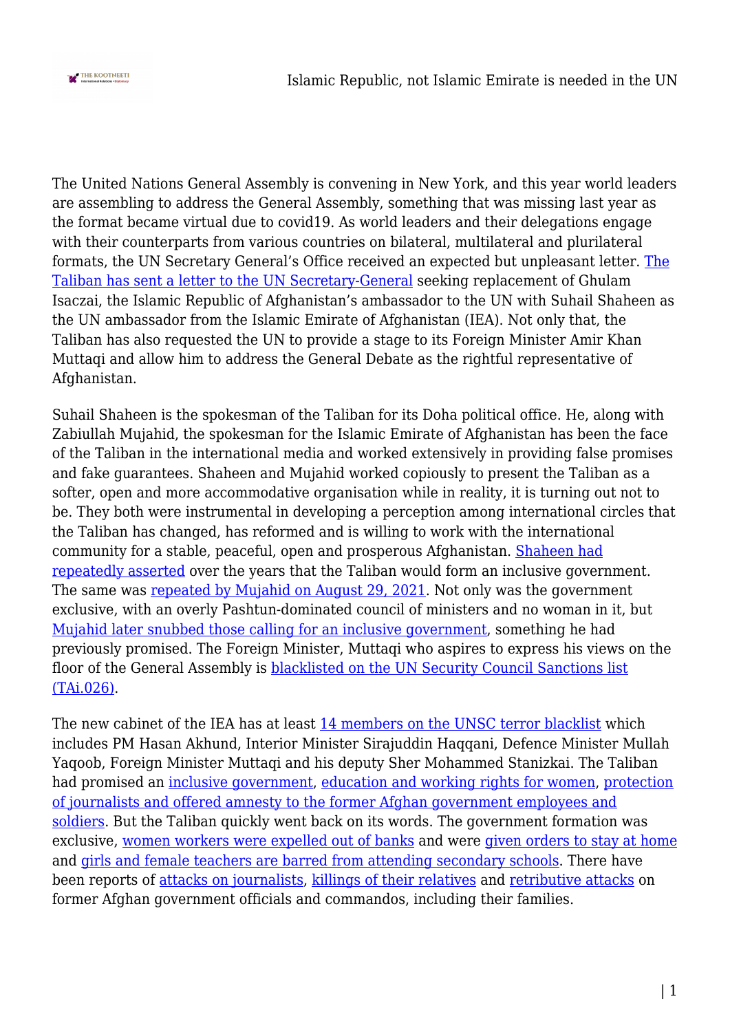The United Nations General Assembly is convening in New York, and this year world leaders are assembling to address the General Assembly, something that was missing last year as the format became virtual due to covid19. As world leaders and their delegations engage with their counterparts from various countries on bilateral, multilateral and plurilateral formats, the UN Secretary General's Office received an expected but unpleasant letter. The Taliban has sent a letter to the UN Secretary-General seeking replacement of Ghulam Isaczai, the Islamic Republic of Afghanistan's ambassador to the UN with Suhail Shaheen as the UN ambassador from the Islamic Emirate of Afghanistan (IEA). Not only that, the Taliban has also requested the UN to provide a stage to its Foreign Minister Amir Khan Muttaqi and allow him to address the General Debate as the rightful representative of Afghanistan.

Suhail Shaheen is the spokesman of the Taliban for its Doha political office. He, along with Zabiullah Mujahid, the spokesman for the Islamic Emirate of Afghanistan has been the face of the Taliban in the international media and worked extensively in providing false promises and fake guarantees. Shaheen and Mujahid worked copiously to present the Taliban as a softer, open and more accommodative organisation while in reality, it is turning out not to be. They both were instrumental in developing a perception among international circles that the Taliban has changed, has reformed and is willing to work with the international community for a stable, peaceful, open and prosperous Afghanistan. Shaheen had repeatedly asserted over the years that the Taliban would form an inclusive government. The same was repeated by Mujahid on August 29, 2021. Not only was the government exclusive, with an overly Pashtun-dominated council of ministers and no woman in it, but Mujahid later snubbed those calling for an inclusive government, something he had previously promised. The Foreign Minister, Muttaqi who aspires to express his views on the floor of the General Assembly is blacklisted on the UN Security Council Sanctions list (TAi.026).

The new cabinet of the IEA has at least 14 members on the UNSC terror blacklist which includes PM Hasan Akhund, Interior Minister Sirajuddin Haqqani, Defence Minister Mullah Yaqoob, Foreign Minister Muttaqi and his deputy Sher Mohammed Stanizkai. The Taliban had promised an inclusive government, education and working rights for women, protection of journalists and offered amnesty to the former Afghan government employees and soldiers. But the Taliban quickly went back on its words. The government formation was exclusive, women workers were expelled out of banks and were given orders to stay at home and girls and female teachers are barred from attending secondary schools. There have been reports of attacks on journalists, killings of their relatives and retributive attacks on former Afghan government officials and commandos, including their families.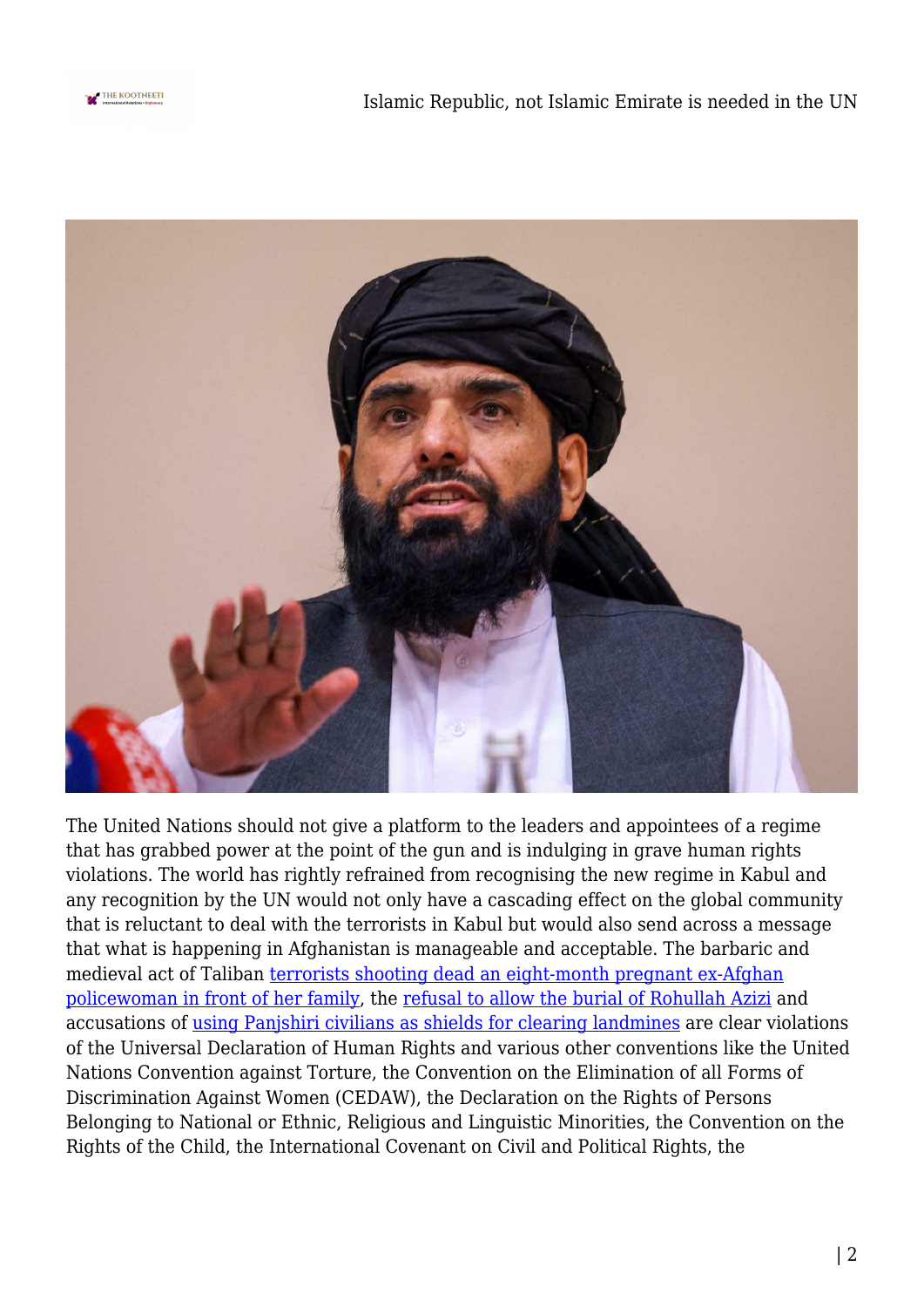The United Nations should not give a platform to the leaders and appointees of a regime that has grabbed power at the point of the gun and is indulging in grave human rights violations. The world has rightly refrained from recognising the new regime in Kabul and any recognition by the UN would not only have a cascading effect on the global community that is reluctant to deal with the terrorists in Kabul but would also send across a message that what is happening in Afghanistan is manageable and acceptable. The barbaric and medieval act of Taliban terrorists shooting dead an eight-month pregnant ex-Afghan policewoman in front of her family, the refusal to allow the burial of Rohullah Azizi and accusations of using Panjshiri civilians as shields for clearing landmines are clear violations of the Universal Declaration of Human Rights and various other conventions like the United Nations Convention against Torture, the Convention on the Elimination of all Forms of Discrimination Against Women (CEDAW), the Declaration on the Rights of Persons Belonging to National or Ethnic, Religious and Linguistic Minorities, the Convention on the Rights of the Child, the International Covenant on Civil and Political Rights, the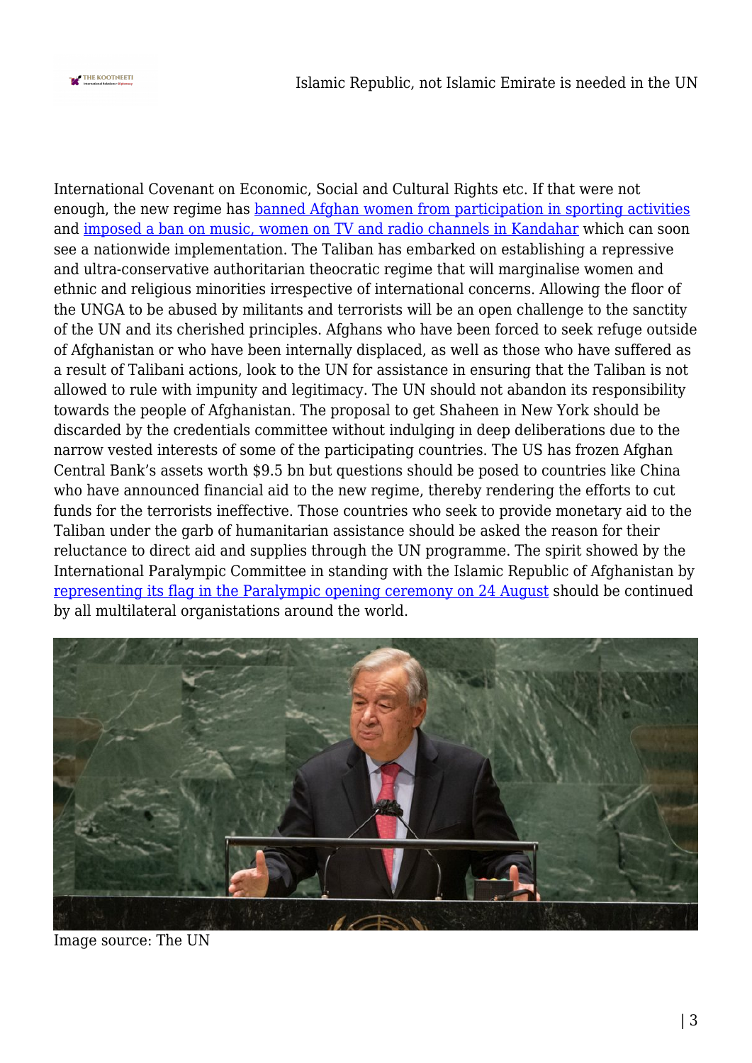International Covenant on Economic, Social and Cultural Rights etc. If that were not enough, the new regime has banned Afghan women from participation in sporting activities and imposed a ban on music, women on TV and radio channels in Kandahar which can soon see a nationwide implementation. The Taliban has embarked on establishing a repressive and ultra-conservative authoritarian theocratic regime that will marginalise women and ethnic and religious minorities irrespective of international concerns. Allowing the floor of the UNGA to be abused by militants and terrorists will be an open challenge to the sanctity of the UN and its cherished principles. Afghans who have been forced to seek refuge outside of Afghanistan or who have been internally displaced, as well as those who have suffered as a result of Talibani actions, look to the UN for assistance in ensuring that the Taliban is not allowed to rule with impunity and legitimacy. The UN should not abandon its responsibility towards the people of Afghanistan. The proposal to get Shaheen in New York should be discarded by the credentials committee without indulging in deep deliberations due to the narrow vested interests of some of the participating countries. The US has frozen Afghan Central Bank's assets worth $9.5 bn but questions should be posed to countries like China who have announced financial aid to the new regime, thereby rendering the efforts to cut funds for the terrorists ineffective. Those countries who seek to provide monetary aid to the Taliban under the garb of humanitarian assistance should be asked the reason for their reluctance to direct aid and supplies through the UN programme. The spirit showed by the International Paralympic Committee in standing with the Islamic Republic of Afghanistan by representing its flag in the Paralympic opening ceremony on 24 August should be continued by all multilateral organisations around the world.

Image source: The UN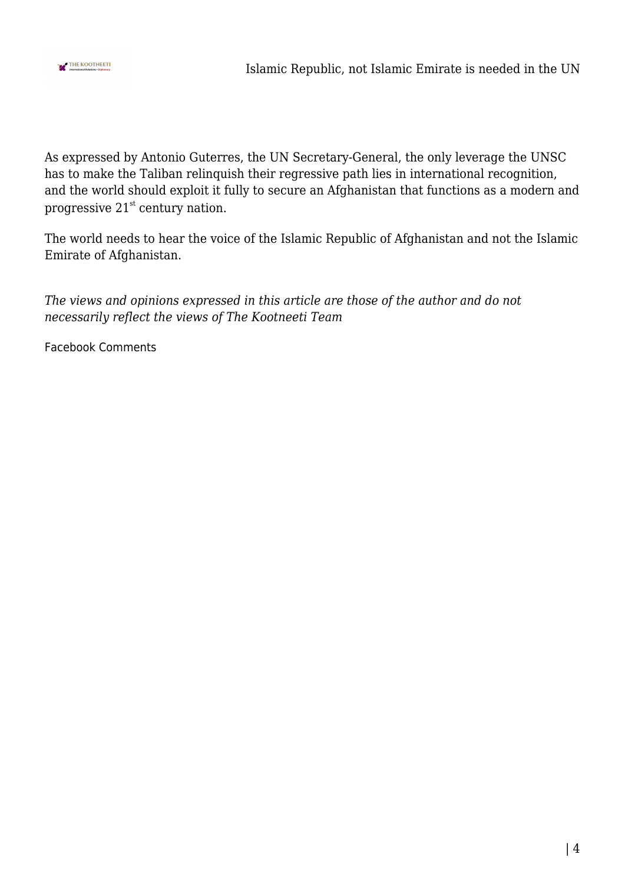As expressed by Antonio Guterres, the UN Secretary-General, the only leverage the UNSC has to make the Taliban relinquish their regressive path lies in international recognition, and the world should exploit it fully to secure an Afghanistan that functions as a modern and progressive 21st century nation.

The world needs to hear the voice of the Islamic Republic of Afghanistan and not the Islamic Emirate of Afghanistan.

*The views and opinions expressed in this article are those of the author and do not necessarily reflect the views of The Kootneeti Team*

Facebook Comments